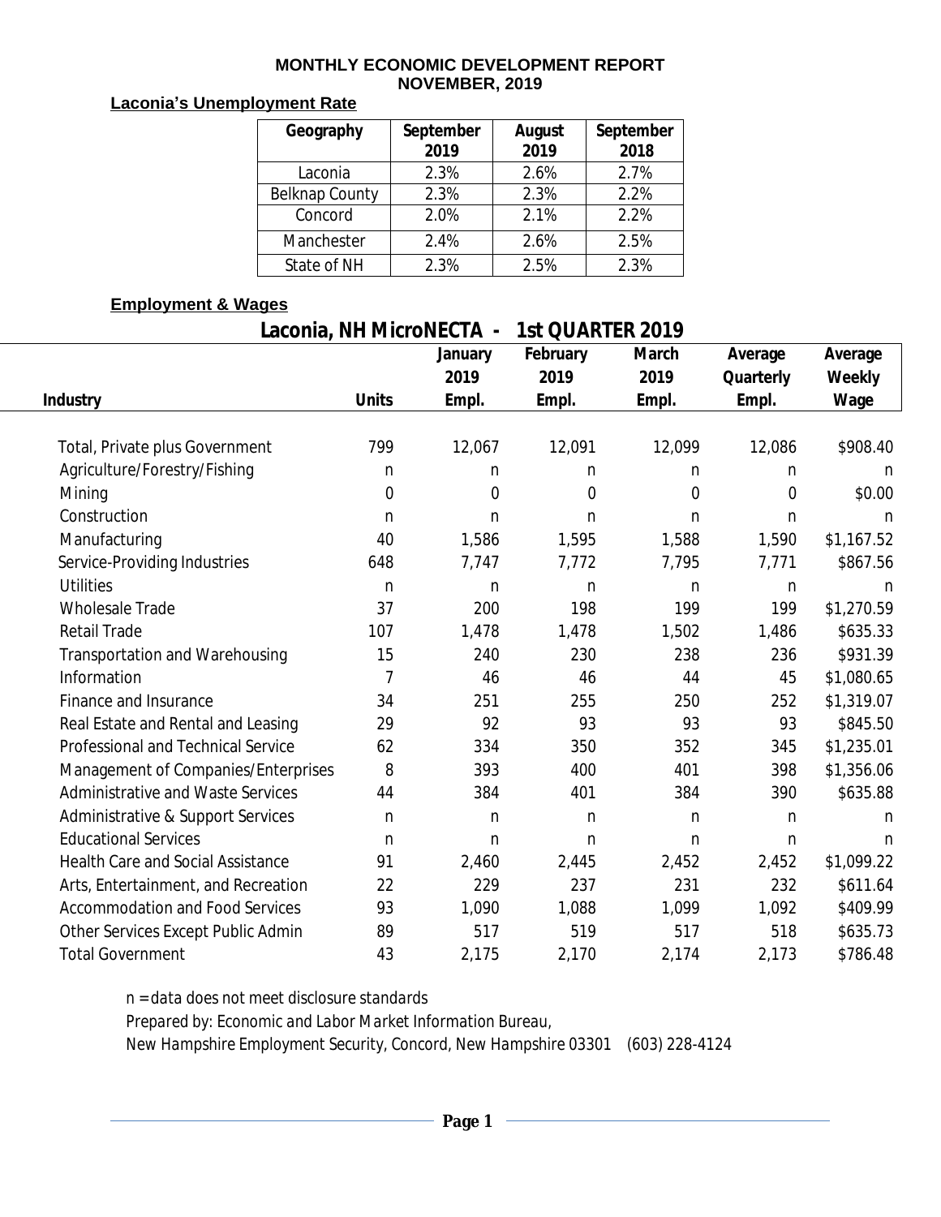# MONTHLY ECONOMIC DEVELOPMENT REPORT
## NOVEMBER, 2019

### Laconia's Unemployment Rate

| Geography | September 2019 | August 2019 | September 2018 |
|---|---|---|---|
| Laconia | 2.3% | 2.6% | 2.7% |
| Belknap County | 2.3% | 2.3% | 2.2% |
| Concord | 2.0% | 2.1% | 2.2% |
| Manchester | 2.4% | 2.6% | 2.5% |
| State of NH | 2.3% | 2.5% | 2.3% |

### Employment & Wages

**Laconia, NH MicroNECTA - 1st QUARTER 2019**

| Industry | Units | January 2019 Empl. | February 2019 Empl. | March 2019 Empl. | Average Quarterly Empl. | Average Weekly Wage |
|---|---|---|---|---|---|---|
| Total, Private plus Government | 799 | 12,067 | 12,091 | 12,099 | 12,086 | $908.40 |
| Agriculture/Forestry/Fishing | n | n | n | n | n | n |
| Mining | 0 | 0 | 0 | 0 | 0 | $0.00 |
| Construction | n | n | n | n | n | n |
| Manufacturing | 40 | 1,586 | 1,595 | 1,588 | 1,590 | $1,167.52 |
| Service-Providing Industries | 648 | 7,747 | 7,772 | 7,795 | 7,771 | $867.56 |
| Utilities | n | n | n | n | n | n |
| Wholesale Trade | 37 | 200 | 198 | 199 | 199 | $1,270.59 |
| Retail Trade | 107 | 1,478 | 1,478 | 1,502 | 1,486 | $635.33 |
| Transportation and Warehousing | 15 | 240 | 230 | 238 | 236 | $931.39 |
| Information | 7 | 46 | 46 | 44 | 45 | $1,080.65 |
| Finance and Insurance | 34 | 251 | 255 | 250 | 252 | $1,319.07 |
| Real Estate and Rental and Leasing | 29 | 92 | 93 | 93 | 93 | $845.50 |
| Professional and Technical Service | 62 | 334 | 350 | 352 | 345 | $1,235.01 |
| Management of Companies/Enterprises | 8 | 393 | 400 | 401 | 398 | $1,356.06 |
| Administrative and Waste Services | 44 | 384 | 401 | 384 | 390 | $635.88 |
| Administrative & Support Services | n | n | n | n | n | n |
| Educational Services | n | n | n | n | n | n |
| Health Care and Social Assistance | 91 | 2,460 | 2,445 | 2,452 | 2,452 | $1,099.22 |
| Arts, Entertainment, and Recreation | 22 | 229 | 237 | 231 | 232 | $611.64 |
| Accommodation and Food Services | 93 | 1,090 | 1,088 | 1,099 | 1,092 | $409.99 |
| Other Services Except Public Admin | 89 | 517 | 519 | 517 | 518 | $635.73 |
| Total Government | 43 | 2,175 | 2,170 | 2,174 | 2,173 | $786.48 |

*n = data does not meet disclosure standards*

*Prepared by: Economic and Labor Market Information Bureau,*

*New Hampshire Employment Security, Concord, New Hampshire 03301 (603) 228-4124*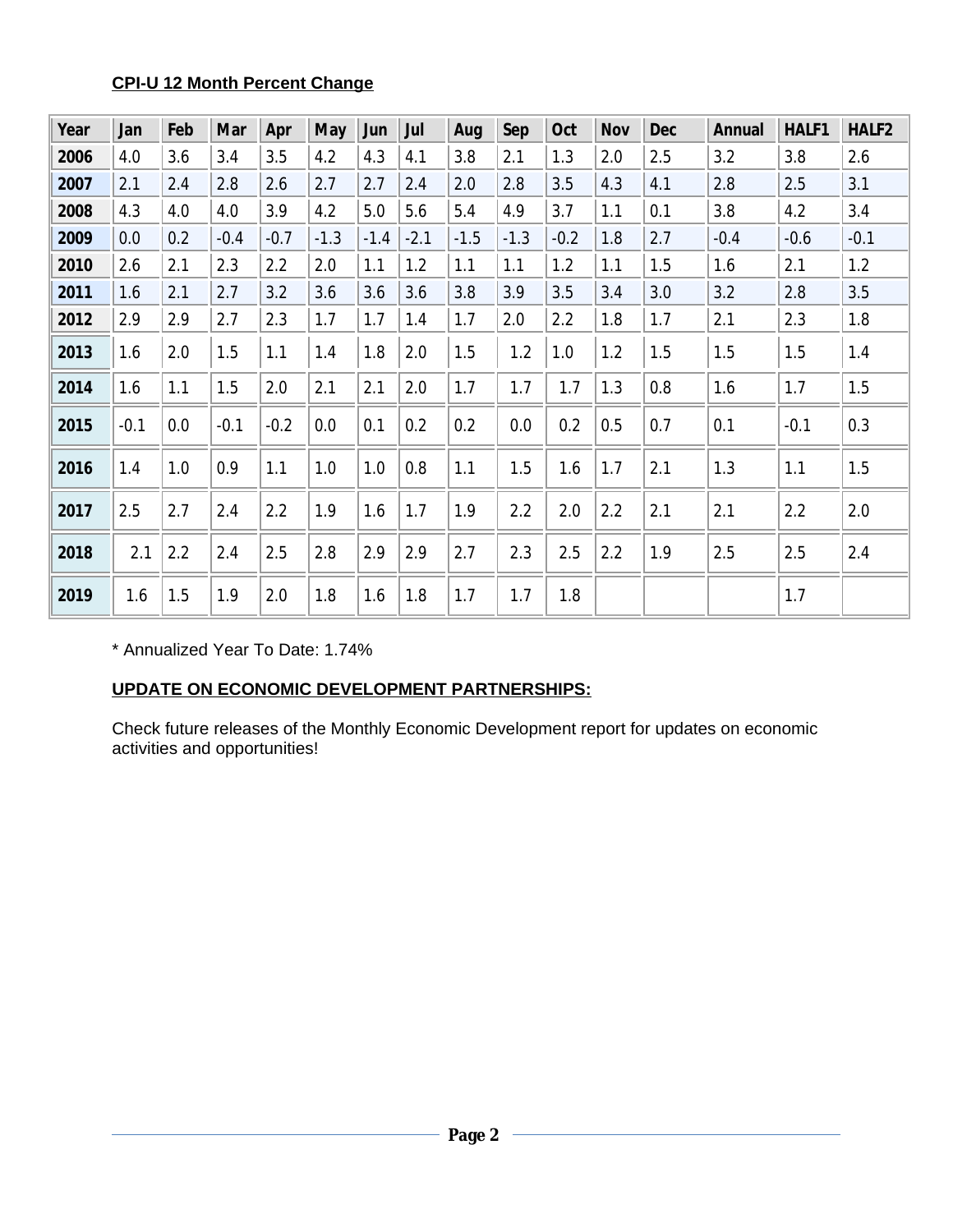**CPI-U 12 Month Percent Change**

| Year | Jan | Feb | Mar | Apr | May | Jun | Jul | Aug | Sep | Oct | Nov | Dec | Annual | HALF1 | HALF2 |
|---|---|---|---|---|---|---|---|---|---|---|---|---|---|---|---|
| 2006 | 4.0 | 3.6 | 3.4 | 3.5 | 4.2 | 4.3 | 4.1 | 3.8 | 2.1 | 1.3 | 2.0 | 2.5 | 3.2 | 3.8 | 2.6 |
| 2007 | 2.1 | 2.4 | 2.8 | 2.6 | 2.7 | 2.7 | 2.4 | 2.0 | 2.8 | 3.5 | 4.3 | 4.1 | 2.8 | 2.5 | 3.1 |
| 2008 | 4.3 | 4.0 | 4.0 | 3.9 | 4.2 | 5.0 | 5.6 | 5.4 | 4.9 | 3.7 | 1.1 | 0.1 | 3.8 | 4.2 | 3.4 |
| 2009 | 0.0 | 0.2 | -0.4 | -0.7 | -1.3 | -1.4 | -2.1 | -1.5 | -1.3 | -0.2 | 1.8 | 2.7 | -0.4 | -0.6 | -0.1 |
| 2010 | 2.6 | 2.1 | 2.3 | 2.2 | 2.0 | 1.1 | 1.2 | 1.1 | 1.1 | 1.2 | 1.1 | 1.5 | 1.6 | 2.1 | 1.2 |
| 2011 | 1.6 | 2.1 | 2.7 | 3.2 | 3.6 | 3.6 | 3.6 | 3.8 | 3.9 | 3.5 | 3.4 | 3.0 | 3.2 | 2.8 | 3.5 |
| 2012 | 2.9 | 2.9 | 2.7 | 2.3 | 1.7 | 1.7 | 1.4 | 1.7 | 2.0 | 2.2 | 1.8 | 1.7 | 2.1 | 2.3 | 1.8 |
| 2013 | 1.6 | 2.0 | 1.5 | 1.1 | 1.4 | 1.8 | 2.0 | 1.5 | 1.2 | 1.0 | 1.2 | 1.5 | 1.5 | 1.5 | 1.4 |
| 2014 | 1.6 | 1.1 | 1.5 | 2.0 | 2.1 | 2.1 | 2.0 | 1.7 | 1.7 | 1.7 | 1.3 | 0.8 | 1.6 | 1.7 | 1.5 |
| 2015 | -0.1 | 0.0 | -0.1 | -0.2 | 0.0 | 0.1 | 0.2 | 0.2 | 0.0 | 0.2 | 0.5 | 0.7 | 0.1 | -0.1 | 0.3 |
| 2016 | 1.4 | 1.0 | 0.9 | 1.1 | 1.0 | 1.0 | 0.8 | 1.1 | 1.5 | 1.6 | 1.7 | 2.1 | 1.3 | 1.1 | 1.5 |
| 2017 | 2.5 | 2.7 | 2.4 | 2.2 | 1.9 | 1.6 | 1.7 | 1.9 | 2.2 | 2.0 | 2.2 | 2.1 | 2.1 | 2.2 | 2.0 |
| 2018 | 2.1 | 2.2 | 2.4 | 2.5 | 2.8 | 2.9 | 2.9 | 2.7 | 2.3 | 2.5 | 2.2 | 1.9 | 2.5 | 2.5 | 2.4 |
| 2019 | 1.6 | 1.5 | 1.9 | 2.0 | 1.8 | 1.6 | 1.8 | 1.7 | 1.7 | 1.8 | | | | 1.7 | |

* Annualized Year To Date: 1.74%

**UPDATE ON ECONOMIC DEVELOPMENT PARTNERSHIPS:**

Check future releases of the Monthly Economic Development report for updates on economic activities and opportunities!